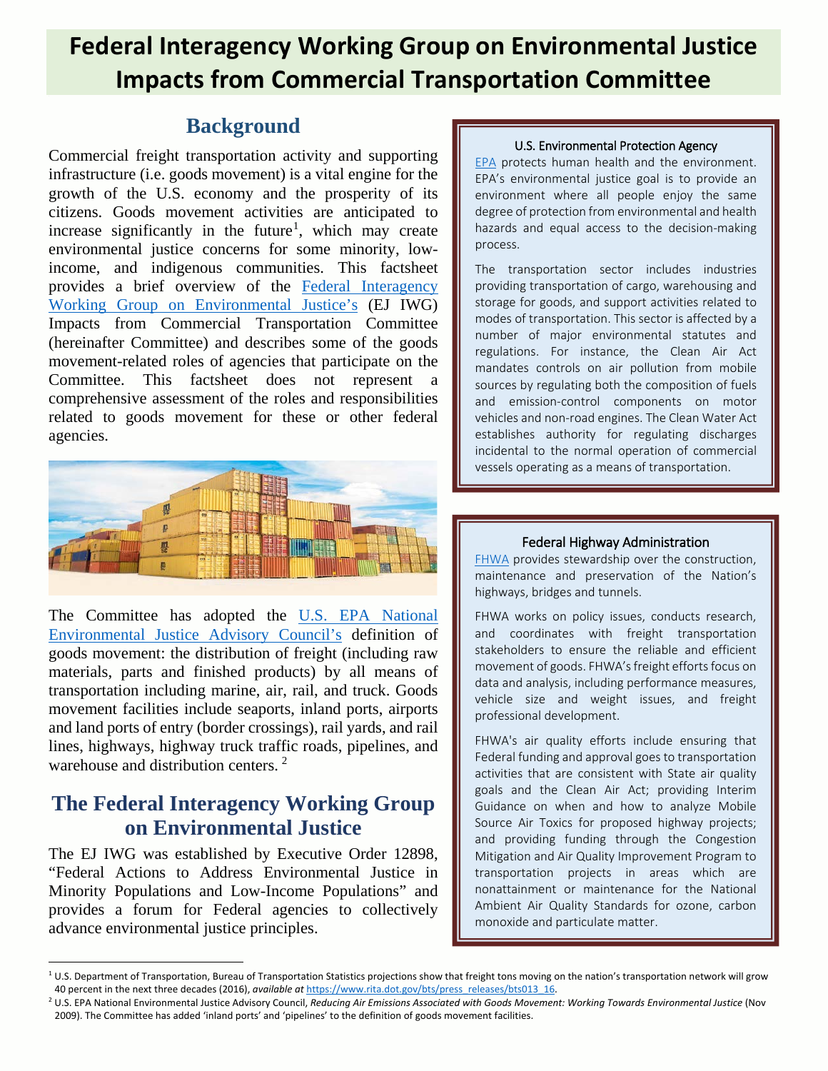# Federal Interagency Working Group on Environmental Justice Impacts from Commercial Transportation Committee

## Background

Commercial freight transportation activity and supporting infrastructure (i.e. goods movement) is a vital engine for the growth of the U.S. economy and the prosperity of its citizens. Goods movement activities are anticipated to increase significantly in the future[1], which may create environmental justice concerns for some minority, low-income, and indigenous communities. This factsheet provides a brief overview of the Federal Interagency Working Group on Environmental Justice's (EJ IWG) Impacts from Commercial Transportation Committee (hereinafter Committee) and describes some of the goods movement-related roles of agencies that participate on the Committee. This factsheet does not represent a comprehensive assessment of the roles and responsibilities related to goods movement for these or other federal agencies.

The Committee has adopted the U.S. EPA National Environmental Justice Advisory Council's definition of goods movement: the distribution of freight (including raw materials, parts and finished products) by all means of transportation including marine, air, rail, and truck. Goods movement facilities include seaports, inland ports, airports and land ports of entry (border crossings), rail yards, and rail lines, highways, highway truck traffic roads, pipelines, and warehouse and distribution centers. [2]

## The Federal Interagency Working Group on Environmental Justice

The EJ IWG was established by Executive Order 12898, "Federal Actions to Address Environmental Justice in Minority Populations and Low-Income Populations" and provides a forum for Federal agencies to collectively advance environmental justice principles.

### U.S. Environmental Protection Agency

EPA protects human health and the environment. EPA's environmental justice goal is to provide an environment where all people enjoy the same degree of protection from environmental and health hazards and equal access to the decision-making process.

The transportation sector includes industries providing transportation of cargo, warehousing and storage for goods, and support activities related to modes of transportation. This sector is affected by a number of major environmental statutes and regulations. For instance, the Clean Air Act mandates controls on air pollution from mobile sources by regulating both the composition of fuels and emission-control components on motor vehicles and non-road engines. The Clean Water Act establishes authority for regulating discharges incidental to the normal operation of commercial vessels operating as a means of transportation.

### Federal Highway Administration

FHWA provides stewardship over the construction, maintenance and preservation of the Nation's highways, bridges and tunnels.

FHWA works on policy issues, conducts research, and coordinates with freight transportation stakeholders to ensure the reliable and efficient movement of goods. FHWA's freight efforts focus on data and analysis, including performance measures, vehicle size and weight issues, and freight professional development.

FHWA's air quality efforts include ensuring that Federal funding and approval goes to transportation activities that are consistent with State air quality goals and the Clean Air Act; providing Interim Guidance on when and how to analyze Mobile Source Air Toxics for proposed highway projects; and providing funding through the Congestion Mitigation and Air Quality Improvement Program to transportation projects in areas which are nonattainment or maintenance for the National Ambient Air Quality Standards for ozone, carbon monoxide and particulate matter.

---

[1] U.S. Department of Transportation, Bureau of Transportation Statistics projections show that freight tons moving on the nation's transportation network will grow 40 percent in the next three decades (2016), *available at* https://www.rita.dot.gov/bts/press_releases/bts013_16.

[2] U.S. EPA National Environmental Justice Advisory Council, *Reducing Air Emissions Associated with Goods Movement: Working Towards Environmental Justice* (Nov 2009). The Committee has added 'inland ports' and 'pipelines' to the definition of goods movement facilities.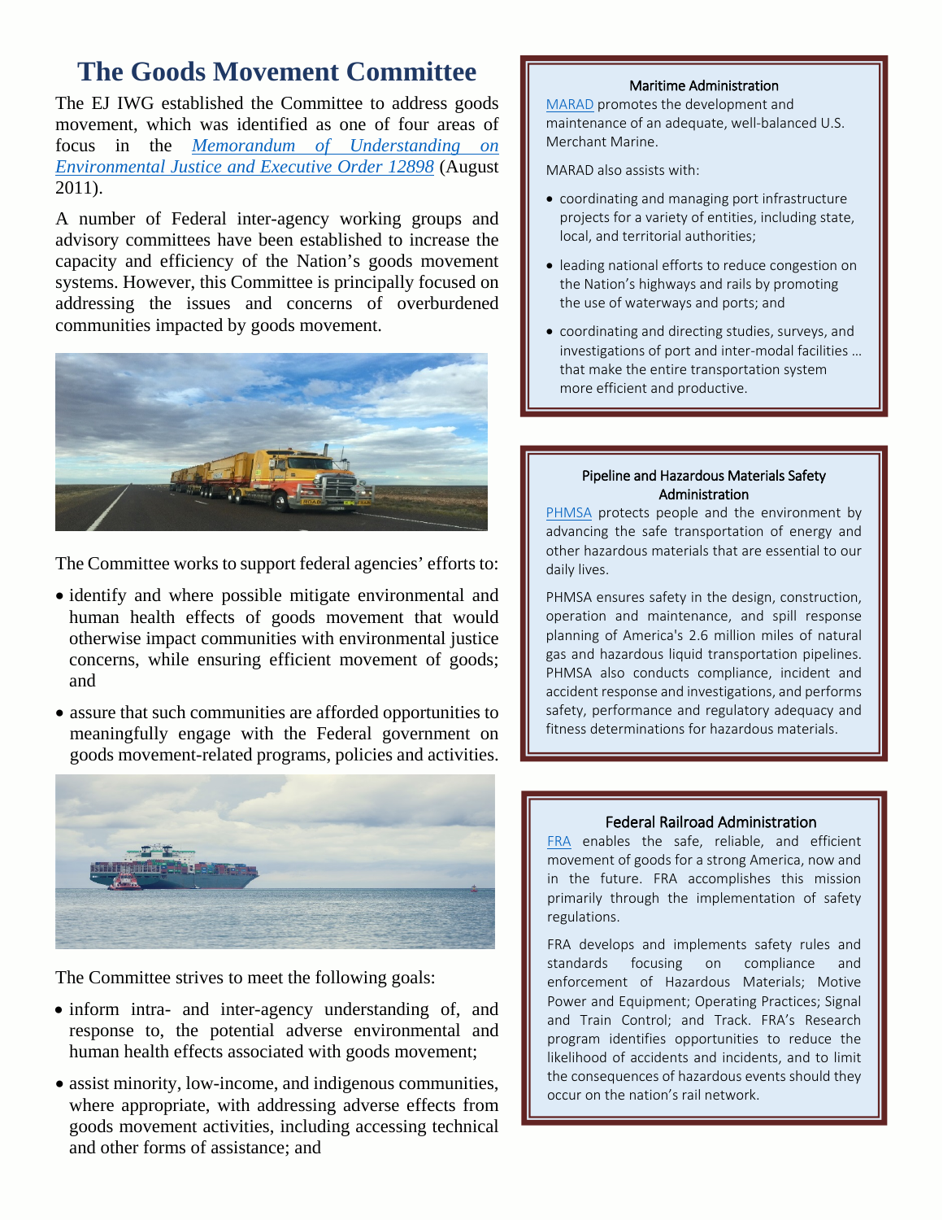# The Goods Movement Committee

The EJ IWG established the Committee to address goods movement, which was identified as one of four areas of focus in the *Memorandum of Understanding on Environmental Justice and Executive Order 12898* (August 2011).

A number of Federal inter-agency working groups and advisory committees have been established to increase the capacity and efficiency of the Nation's goods movement systems. However, this Committee is principally focused on addressing the issues and concerns of overburdened communities impacted by goods movement.

The Committee works to support federal agencies' efforts to:

- identify and where possible mitigate environmental and human health effects of goods movement that would otherwise impact communities with environmental justice concerns, while ensuring efficient movement of goods; and
- assure that such communities are afforded opportunities to meaningfully engage with the Federal government on goods movement-related programs, policies and activities.

The Committee strives to meet the following goals:

- inform intra- and inter-agency understanding of, and response to, the potential adverse environmental and human health effects associated with goods movement;
- assist minority, low-income, and indigenous communities, where appropriate, with addressing adverse effects from goods movement activities, including accessing technical and other forms of assistance; and

### Maritime Administration

MARAD promotes the development and maintenance of an adequate, well-balanced U.S. Merchant Marine.

MARAD also assists with:

- coordinating and managing port infrastructure projects for a variety of entities, including state, local, and territorial authorities;
- leading national efforts to reduce congestion on the Nation's highways and rails by promoting the use of waterways and ports; and
- coordinating and directing studies, surveys, and investigations of port and inter-modal facilities … that make the entire transportation system more efficient and productive.

### Pipeline and Hazardous Materials Safety Administration

PHMSA protects people and the environment by advancing the safe transportation of energy and other hazardous materials that are essential to our daily lives.

PHMSA ensures safety in the design, construction, operation and maintenance, and spill response planning of America's 2.6 million miles of natural gas and hazardous liquid transportation pipelines. PHMSA also conducts compliance, incident and accident response and investigations, and performs safety, performance and regulatory adequacy and fitness determinations for hazardous materials.

### Federal Railroad Administration

FRA enables the safe, reliable, and efficient movement of goods for a strong America, now and in the future. FRA accomplishes this mission primarily through the implementation of safety regulations.

FRA develops and implements safety rules and standards focusing on compliance and enforcement of Hazardous Materials; Motive Power and Equipment; Operating Practices; Signal and Train Control; and Track. FRA's Research program identifies opportunities to reduce the likelihood of accidents and incidents, and to limit the consequences of hazardous events should they occur on the nation's rail network.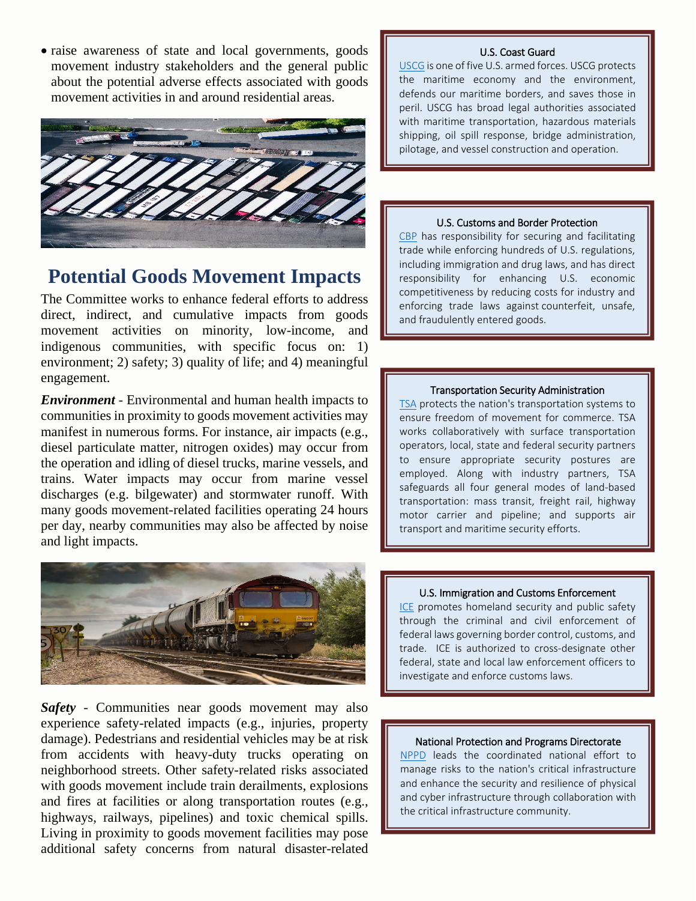- raise awareness of state and local governments, goods movement industry stakeholders and the general public about the potential adverse effects associated with goods movement activities in and around residential areas.

## Potential Goods Movement Impacts

The Committee works to enhance federal efforts to address direct, indirect, and cumulative impacts from goods movement activities on minority, low-income, and indigenous communities, with specific focus on: 1) environment; 2) safety; 3) quality of life; and 4) meaningful engagement.

***Environment*** - Environmental and human health impacts to communities in proximity to goods movement activities may manifest in numerous forms. For instance, air impacts (e.g., diesel particulate matter, nitrogen oxides) may occur from the operation and idling of diesel trucks, marine vessels, and trains. Water impacts may occur from marine vessel discharges (e.g. bilgewater) and stormwater runoff. With many goods movement-related facilities operating 24 hours per day, nearby communities may also be affected by noise and light impacts.

***Safety*** - Communities near goods movement may also experience safety-related impacts (e.g., injuries, property damage). Pedestrians and residential vehicles may be at risk from accidents with heavy-duty trucks operating on neighborhood streets. Other safety-related risks associated with goods movement include train derailments, explosions and fires at facilities or along transportation routes (e.g., highways, railways, pipelines) and toxic chemical spills. Living in proximity to goods movement facilities may pose additional safety concerns from natural disaster-related

**U.S. Coast Guard**

USCG is one of five U.S. armed forces. USCG protects the maritime economy and the environment, defends our maritime borders, and saves those in peril. USCG has broad legal authorities associated with maritime transportation, hazardous materials shipping, oil spill response, bridge administration, pilotage, and vessel construction and operation.

**U.S. Customs and Border Protection**

CBP has responsibility for securing and facilitating trade while enforcing hundreds of U.S. regulations, including immigration and drug laws, and has direct responsibility for enhancing U.S. economic competitiveness by reducing costs for industry and enforcing trade laws against counterfeit, unsafe, and fraudulently entered goods.

**Transportation Security Administration**

TSA protects the nation's transportation systems to ensure freedom of movement for commerce. TSA works collaboratively with surface transportation operators, local, state and federal security partners to ensure appropriate security postures are employed. Along with industry partners, TSA safeguards all four general modes of land-based transportation: mass transit, freight rail, highway motor carrier and pipeline; and supports air transport and maritime security efforts.

**U.S. Immigration and Customs Enforcement**

ICE promotes homeland security and public safety through the criminal and civil enforcement of federal laws governing border control, customs, and trade. ICE is authorized to cross-designate other federal, state and local law enforcement officers to investigate and enforce customs laws.

**National Protection and Programs Directorate**

NPPD leads the coordinated national effort to manage risks to the nation's critical infrastructure and enhance the security and resilience of physical and cyber infrastructure through collaboration with the critical infrastructure community.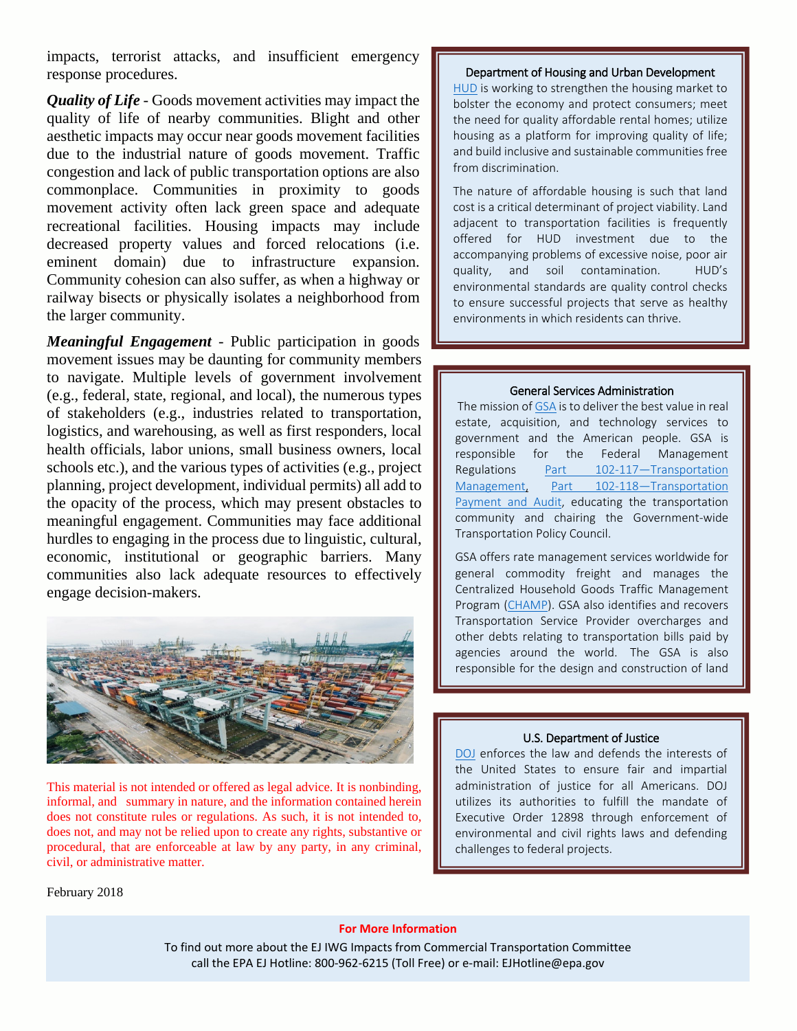impacts, terrorist attacks, and insufficient emergency response procedures.

***Quality of Life*** - Goods movement activities may impact the quality of life of nearby communities. Blight and other aesthetic impacts may occur near goods movement facilities due to the industrial nature of goods movement. Traffic congestion and lack of public transportation options are also commonplace. Communities in proximity to goods movement activity often lack green space and adequate recreational facilities. Housing impacts may include decreased property values and forced relocations (i.e. eminent domain) due to infrastructure expansion. Community cohesion can also suffer, as when a highway or railway bisects or physically isolates a neighborhood from the larger community.

***Meaningful Engagement*** - Public participation in goods movement issues may be daunting for community members to navigate. Multiple levels of government involvement (e.g., federal, state, regional, and local), the numerous types of stakeholders (e.g., industries related to transportation, logistics, and warehousing, as well as first responders, local health officials, labor unions, small business owners, local schools etc.), and the various types of activities (e.g., project planning, project development, individual permits) all add to the opacity of the process, which may present obstacles to meaningful engagement. Communities may face additional hurdles to engaging in the process due to linguistic, cultural, economic, institutional or geographic barriers. Many communities also lack adequate resources to effectively engage decision-makers.

This material is not intended or offered as legal advice. It is nonbinding, informal, and summary in nature, and the information contained herein does not constitute rules or regulations. As such, it is not intended to, does not, and may not be relied upon to create any rights, substantive or procedural, that are enforceable at law by any party, in any criminal, civil, or administrative matter.

February 2018

### Department of Housing and Urban Development

HUD is working to strengthen the housing market to bolster the economy and protect consumers; meet the need for quality affordable rental homes; utilize housing as a platform for improving quality of life; and build inclusive and sustainable communities free from discrimination.

The nature of affordable housing is such that land cost is a critical determinant of project viability. Land adjacent to transportation facilities is frequently offered for HUD investment due to the accompanying problems of excessive noise, poor air quality, and soil contamination. HUD's environmental standards are quality control checks to ensure successful projects that serve as healthy environments in which residents can thrive.

### General Services Administration

The mission of GSA is to deliver the best value in real estate, acquisition, and technology services to government and the American people. GSA is responsible for the Federal Management Regulations Part 102-117—Transportation Management, Part 102-118—Transportation Payment and Audit, educating the transportation community and chairing the Government-wide Transportation Policy Council.

GSA offers rate management services worldwide for general commodity freight and manages the Centralized Household Goods Traffic Management Program (CHAMP). GSA also identifies and recovers Transportation Service Provider overcharges and other debts relating to transportation bills paid by agencies around the world. The GSA is also responsible for the design and construction of land

### U.S. Department of Justice

DOJ enforces the law and defends the interests of the United States to ensure fair and impartial administration of justice for all Americans. DOJ utilizes its authorities to fulfill the mandate of Executive Order 12898 through enforcement of environmental and civil rights laws and defending challenges to federal projects.

**For More Information**

To find out more about the EJ IWG Impacts from Commercial Transportation Committee call the EPA EJ Hotline: 800-962-6215 (Toll Free) or e-mail: EJHotline@epa.gov